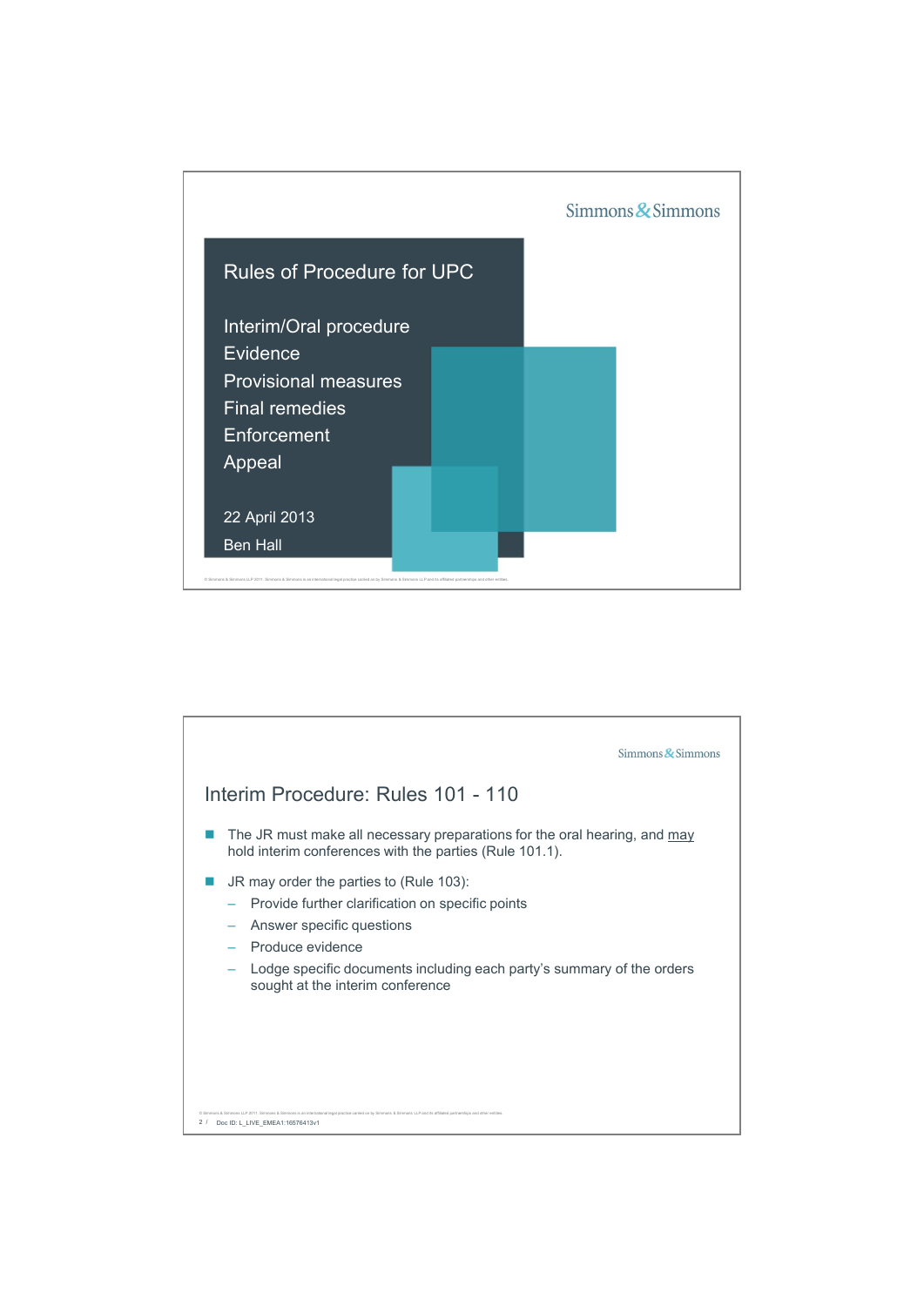Simmons & Simmons

# Rules of Procedure for UPC

Interim/Oral procedure
Evidence
Provisional measures
Final remedies
Enforcement
Appeal

22 April 2013
Ben Hall

---

Simmons & Simmons

## Interim Procedure: Rules 101 - 110

- The JR must make all necessary preparations for the oral hearing, and <u>may</u> hold interim conferences with the parties (Rule 101.1).
- JR may order the parties to (Rule 103):
  - Provide further clarification on specific points
  - Answer specific questions
  - Produce evidence
  - Lodge specific documents including each party's summary of the orders sought at the interim conference

Doc ID: L_LIVE_EMEA1:16576413v1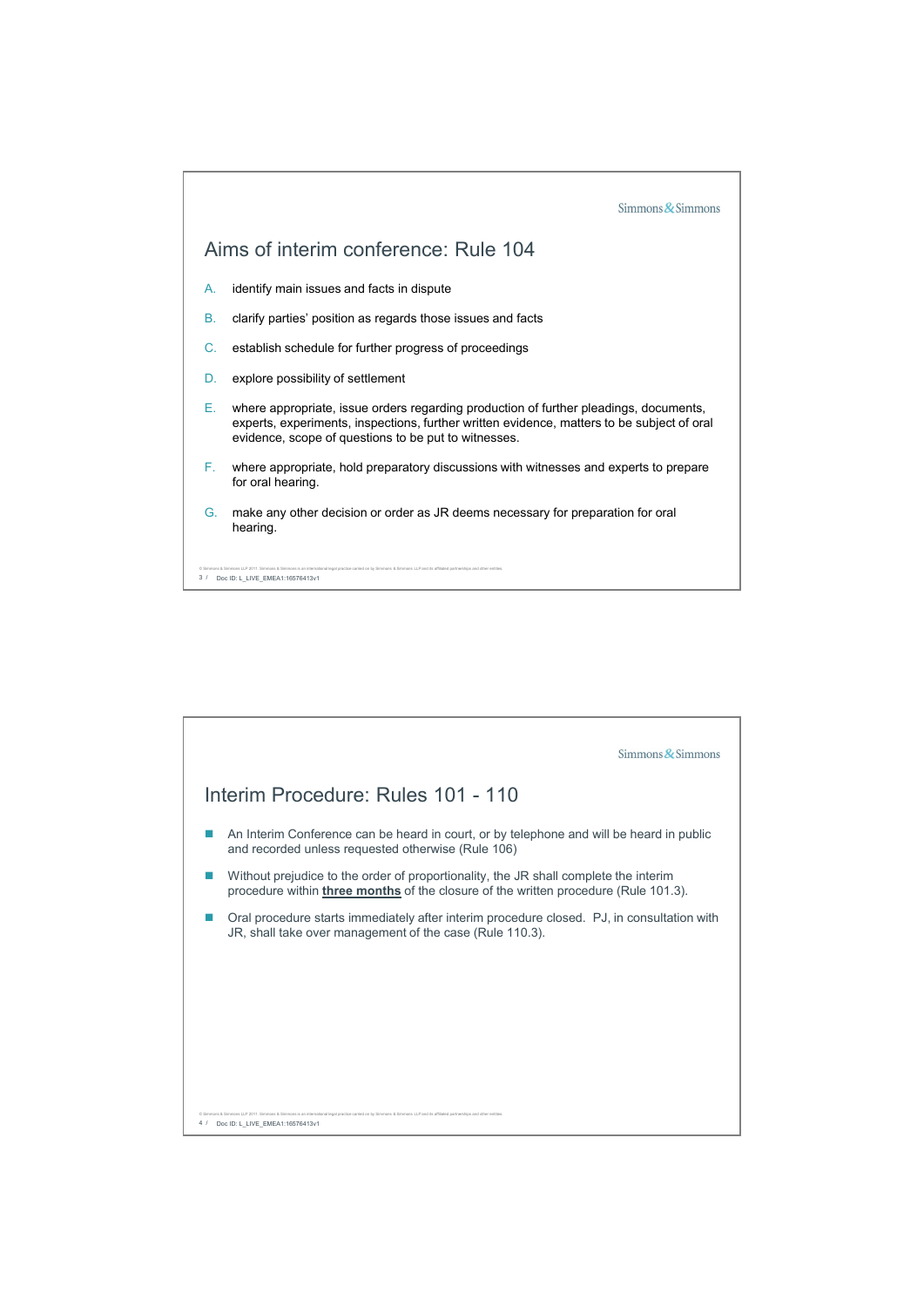## Aims of interim conference: Rule 104

A. identify main issues and facts in dispute

B. clarify parties' position as regards those issues and facts

C. establish schedule for further progress of proceedings

D. explore possibility of settlement

E. where appropriate, issue orders regarding production of further pleadings, documents, experts, experiments, inspections, further written evidence, matters to be subject of oral evidence, scope of questions to be put to witnesses.

F. where appropriate, hold preparatory discussions with witnesses and experts to prepare for oral hearing.

G. make any other decision or order as JR deems necessary for preparation for oral hearing.

## Interim Procedure: Rules 101 - 110

- An Interim Conference can be heard in court, or by telephone and will be heard in public and recorded unless requested otherwise (Rule 106)
- Without prejudice to the order of proportionality, the JR shall complete the interim procedure within **three months** of the closure of the written procedure (Rule 101.3).
- Oral procedure starts immediately after interim procedure closed. PJ, in consultation with JR, shall take over management of the case (Rule 110.3).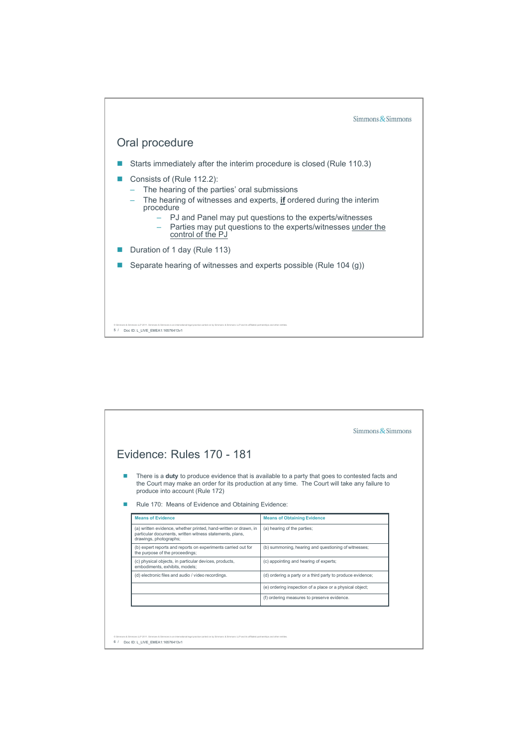## Oral procedure

- Starts immediately after the interim procedure is closed (Rule 110.3)
- Consists of (Rule 112.2):
  - The hearing of the parties' oral submissions
  - The hearing of witnesses and experts, **if** ordered during the interim procedure
    - PJ and Panel may put questions to the experts/witnesses
    - Parties may put questions to the experts/witnesses under the control of the PJ
- Duration of 1 day (Rule 113)
- Separate hearing of witnesses and experts possible (Rule 104 (g))

## Evidence: Rules 170 - 181

- There is a **duty** to produce evidence that is available to a party that goes to contested facts and the Court may make an order for its production at any time. The Court will take any failure to produce into account (Rule 172)
- Rule 170: Means of Evidence and Obtaining Evidence:

| Means of Evidence | Means of Obtaining Evidence |
|---|---|
| (a) written evidence, whether printed, hand-written or drawn, in particular documents, written witness statements, plans, drawings, photographs; | (a) hearing of the parties; |
| (b) expert reports and reports on experiments carried out for the purpose of the proceedings; | (b) summoning, hearing and questioning of witnesses; |
| (c) physical objects, in particular devices, products, embodiments, exhibits, models; | (c) appointing and hearing of experts; |
| (d) electronic files and audio / video recordings. | (d) ordering a party or a third party to produce evidence; |
| | (e) ordering inspection of a place or a physical object; |
| | (f) ordering measures to preserve evidence. |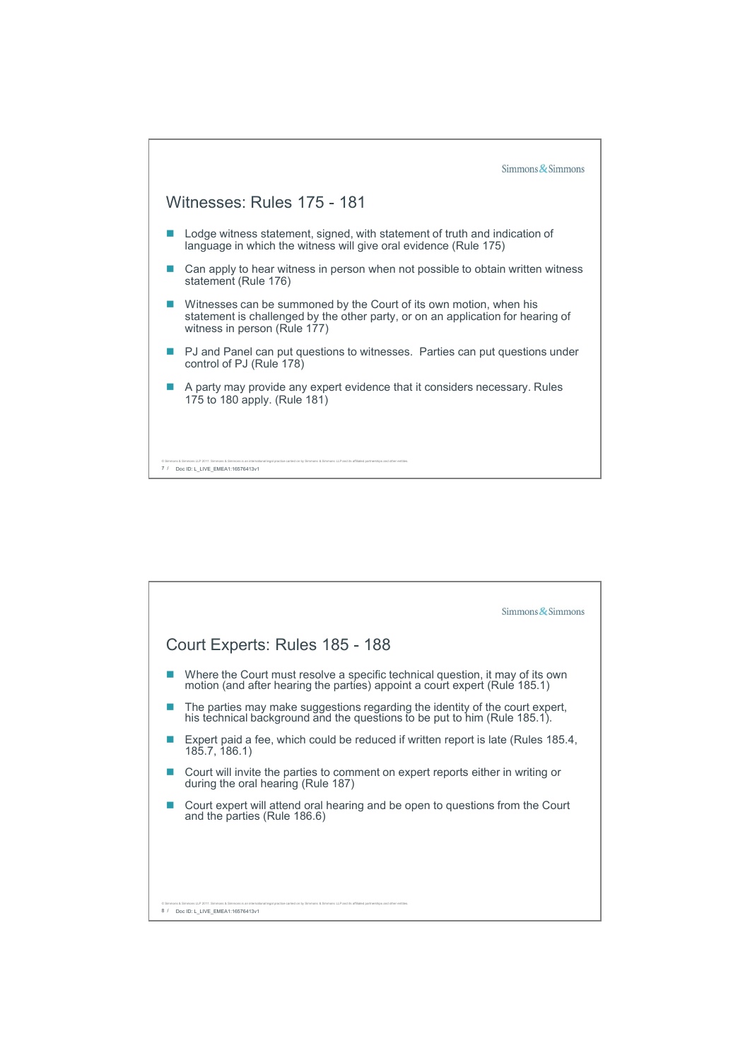## Witnesses: Rules 175 - 181

- Lodge witness statement, signed, with statement of truth and indication of language in which the witness will give oral evidence (Rule 175)
- Can apply to hear witness in person when not possible to obtain written witness statement (Rule 176)
- Witnesses can be summoned by the Court of its own motion, when his statement is challenged by the other party, or on an application for hearing of witness in person (Rule 177)
- PJ and Panel can put questions to witnesses. Parties can put questions under control of PJ (Rule 178)
- A party may provide any expert evidence that it considers necessary. Rules 175 to 180 apply. (Rule 181)

## Court Experts: Rules 185 - 188

- Where the Court must resolve a specific technical question, it may of its own motion (and after hearing the parties) appoint a court expert (Rule 185.1)
- The parties may make suggestions regarding the identity of the court expert, his technical background and the questions to be put to him (Rule 185.1).
- Expert paid a fee, which could be reduced if written report is late (Rules 185.4, 185.7, 186.1)
- Court will invite the parties to comment on expert reports either in writing or during the oral hearing (Rule 187)
- Court expert will attend oral hearing and be open to questions from the Court and the parties (Rule 186.6)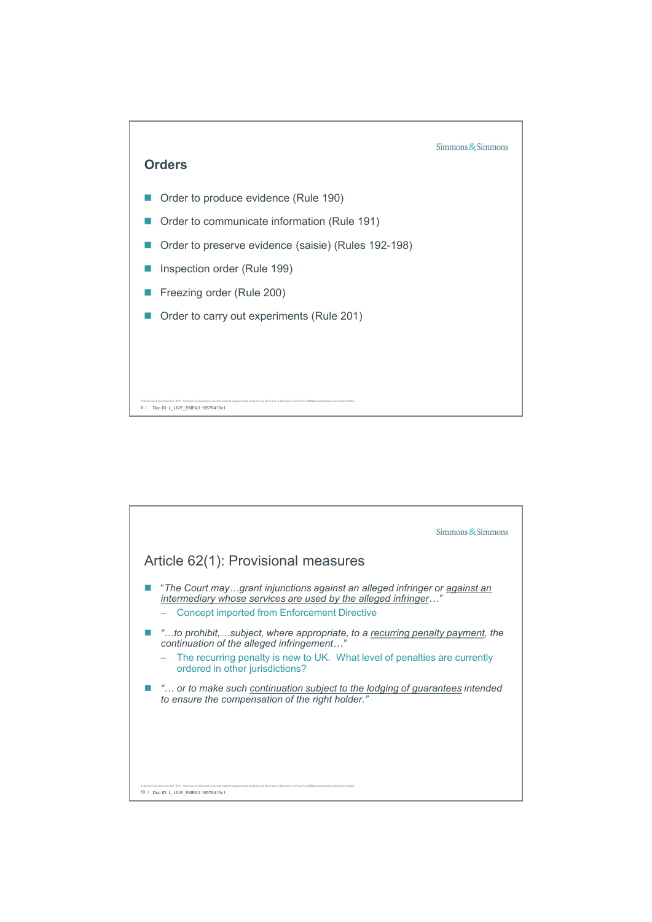## Orders

- Order to produce evidence (Rule 190)
- Order to communicate information (Rule 191)
- Order to preserve evidence (saisie) (Rules 192-198)
- Inspection order (Rule 199)
- Freezing order (Rule 200)
- Order to carry out experiments (Rule 201)

## Article 62(1): Provisional measures

- "*The Court may…grant injunctions against an alleged infringer or against an intermediary whose services are used by the alleged infringer…*"
  - Concept imported from Enforcement Directive
- *"…to prohibit,…subject, where appropriate, to a recurring penalty payment, the continuation of the alleged infringement…"*
  - The recurring penalty is new to UK. What level of penalties are currently ordered in other jurisdictions?
- *"… or to make such continuation subject to the lodging of guarantees intended to ensure the compensation of the right holder."*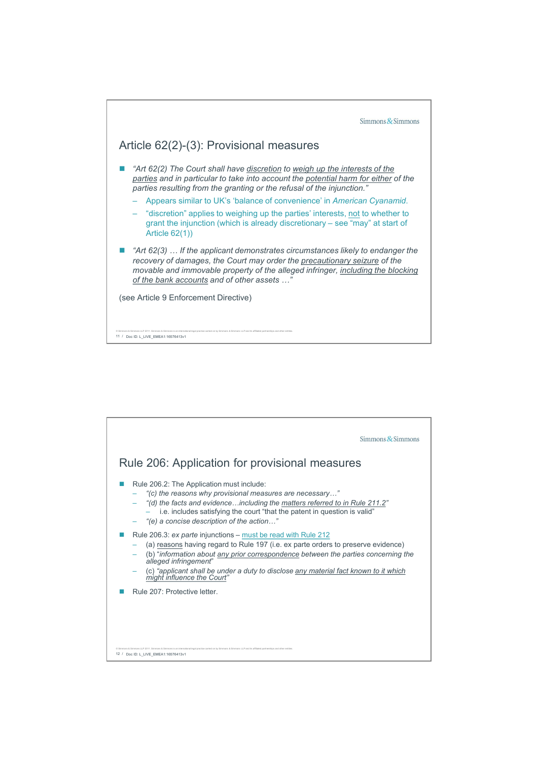## Article 62(2)-(3): Provisional measures

- *"Art 62(2) The Court shall have discretion to weigh up the interests of the parties and in particular to take into account the potential harm for either of the parties resulting from the granting or the refusal of the injunction."*
  - Appears similar to UK's 'balance of convenience' in *American Cyanamid*.
  - "discretion" applies to weighing up the parties' interests, not to whether to grant the injunction (which is already discretionary – see "may" at start of Article 62(1))
- *"Art 62(3) … If the applicant demonstrates circumstances likely to endanger the recovery of damages, the Court may order the precautionary seizure of the movable and immovable property of the alleged infringer, including the blocking of the bank accounts and of other assets …"*

(see Article 9 Enforcement Directive)

## Rule 206: Application for provisional measures

- Rule 206.2: The Application must include:
  - *"(c) the reasons why provisional measures are necessary…"*
  - *"(d) the facts and evidence…including the matters referred to in Rule 211.2"*
    - i.e. includes satisfying the court "that the patent in question is valid"
  - *"(e) a concise description of the action…"*
- Rule 206.3: *ex parte* injunctions – must be read with Rule 212
  - (a) reasons having regard to Rule 197 (i.e. ex parte orders to preserve evidence)
  - (b) "*information about any prior correspondence between the parties concerning the alleged infringement*"
  - (c) *"applicant shall be under a duty to disclose any material fact known to it which might influence the Court"*
- Rule 207: Protective letter.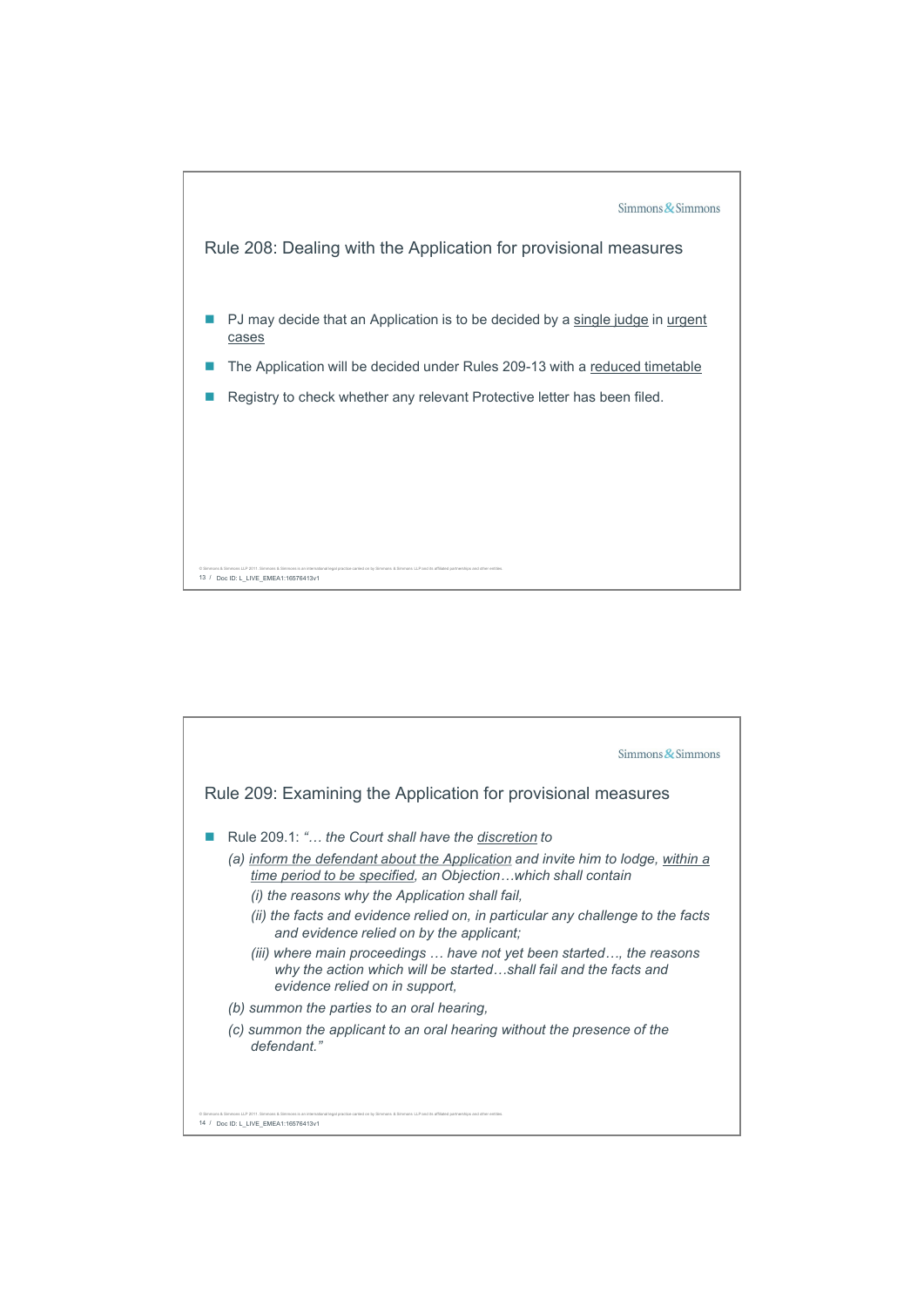## Rule 208: Dealing with the Application for provisional measures

- PJ may decide that an Application is to be decided by a single judge in urgent cases
- The Application will be decided under Rules 209-13 with a reduced timetable
- Registry to check whether any relevant Protective letter has been filed.

## Rule 209: Examining the Application for provisional measures

- Rule 209.1: *"… the Court shall have the discretion to*

  *(a) inform the defendant about the Application and invite him to lodge, within a time period to be specified, an Objection…which shall contain*

  *(i) the reasons why the Application shall fail,*

  *(ii) the facts and evidence relied on, in particular any challenge to the facts and evidence relied on by the applicant;*

  *(iii) where main proceedings … have not yet been started…, the reasons why the action which will be started…shall fail and the facts and evidence relied on in support,*

  *(b) summon the parties to an oral hearing,*

  *(c) summon the applicant to an oral hearing without the presence of the defendant."*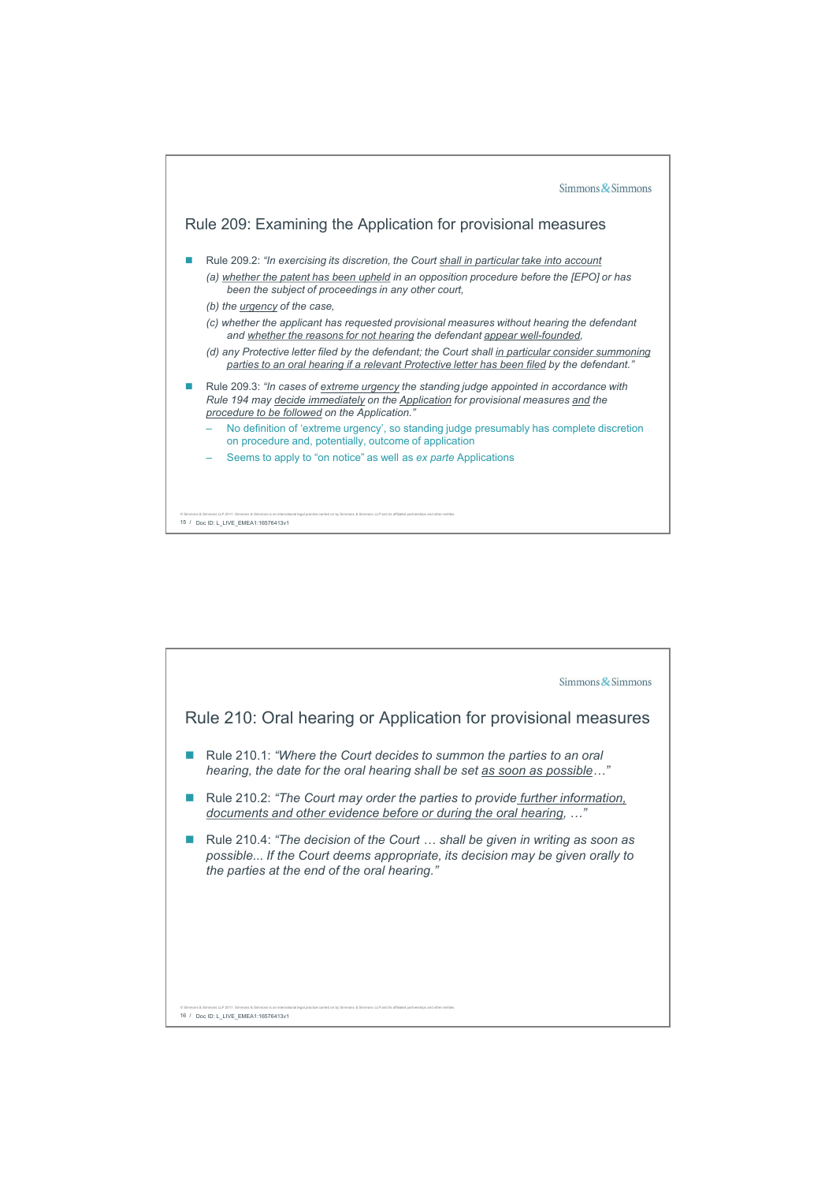## Rule 209: Examining the Application for provisional measures

- Rule 209.2: *"In exercising its discretion, the Court shall in particular take into account*
  - *(a) whether the patent has been upheld in an opposition procedure before the [EPO] or has been the subject of proceedings in any other court,*
  - *(b) the urgency of the case,*
  - *(c) whether the applicant has requested provisional measures without hearing the defendant and whether the reasons for not hearing the defendant appear well-founded,*
  - *(d) any Protective letter filed by the defendant; the Court shall in particular consider summoning parties to an oral hearing if a relevant Protective letter has been filed by the defendant."*
- Rule 209.3: *"In cases of extreme urgency the standing judge appointed in accordance with Rule 194 may decide immediately on the Application for provisional measures and the procedure to be followed on the Application."*
  - No definition of 'extreme urgency', so standing judge presumably has complete discretion on procedure and, potentially, outcome of application
  - Seems to apply to "on notice" as well as *ex parte* Applications

## Rule 210: Oral hearing or Application for provisional measures

- Rule 210.1: *"Where the Court decides to summon the parties to an oral hearing, the date for the oral hearing shall be set as soon as possible…"*
- Rule 210.2: *"The Court may order the parties to provide further information, documents and other evidence before or during the oral hearing, …"*
- Rule 210.4: *"The decision of the Court … shall be given in writing as soon as possible... If the Court deems appropriate, its decision may be given orally to the parties at the end of the oral hearing."*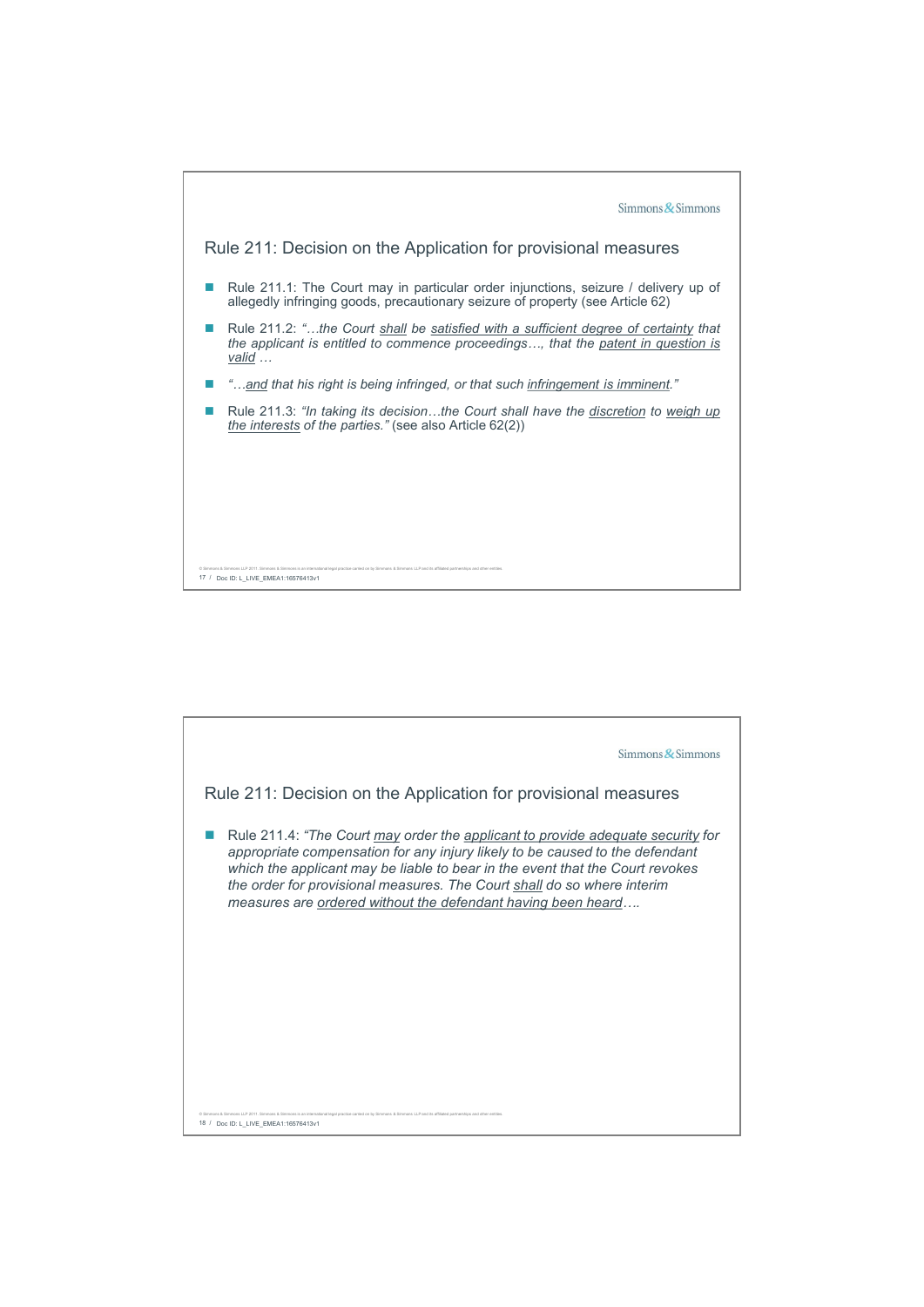## Rule 211: Decision on the Application for provisional measures

- Rule 211.1: The Court may in particular order injunctions, seizure / delivery up of allegedly infringing goods, precautionary seizure of property (see Article 62)
- Rule 211.2: *"…the Court shall be satisfied with a sufficient degree of certainty that the applicant is entitled to commence proceedings…, that the patent in question is valid …*
- *"…and that his right is being infringed, or that such infringement is imminent."*
- Rule 211.3: *"In taking its decision…the Court shall have the discretion to weigh up the interests of the parties."* (see also Article 62(2))

## Rule 211: Decision on the Application for provisional measures

- Rule 211.4: *"The Court may order the applicant to provide adequate security for appropriate compensation for any injury likely to be caused to the defendant which the applicant may be liable to bear in the event that the Court revokes the order for provisional measures. The Court shall do so where interim measures are ordered without the defendant having been heard….*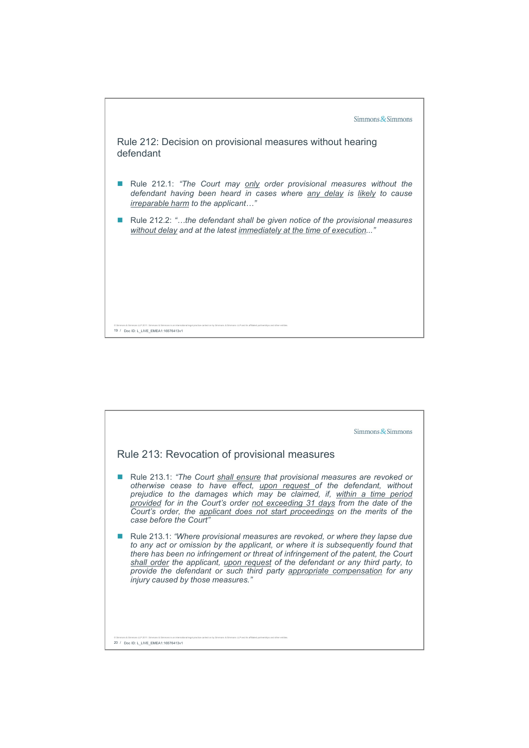## Rule 212: Decision on provisional measures without hearing defendant

- Rule 212.1: *"The Court may only order provisional measures without the defendant having been heard in cases where any delay is likely to cause irreparable harm to the applicant…"*
- Rule 212.2: *"…the defendant shall be given notice of the provisional measures without delay and at the latest immediately at the time of execution..."*

## Rule 213: Revocation of provisional measures

- Rule 213.1: *"The Court shall ensure that provisional measures are revoked or otherwise cease to have effect, upon request of the defendant, without prejudice to the damages which may be claimed, if, within a time period provided for in the Court's order not exceeding 31 days from the date of the Court's order, the applicant does not start proceedings on the merits of the case before the Court"*
- Rule 213.1: *"Where provisional measures are revoked, or where they lapse due to any act or omission by the applicant, or where it is subsequently found that there has been no infringement or threat of infringement of the patent, the Court shall order the applicant, upon request of the defendant or any third party, to provide the defendant or such third party appropriate compensation for any injury caused by those measures."*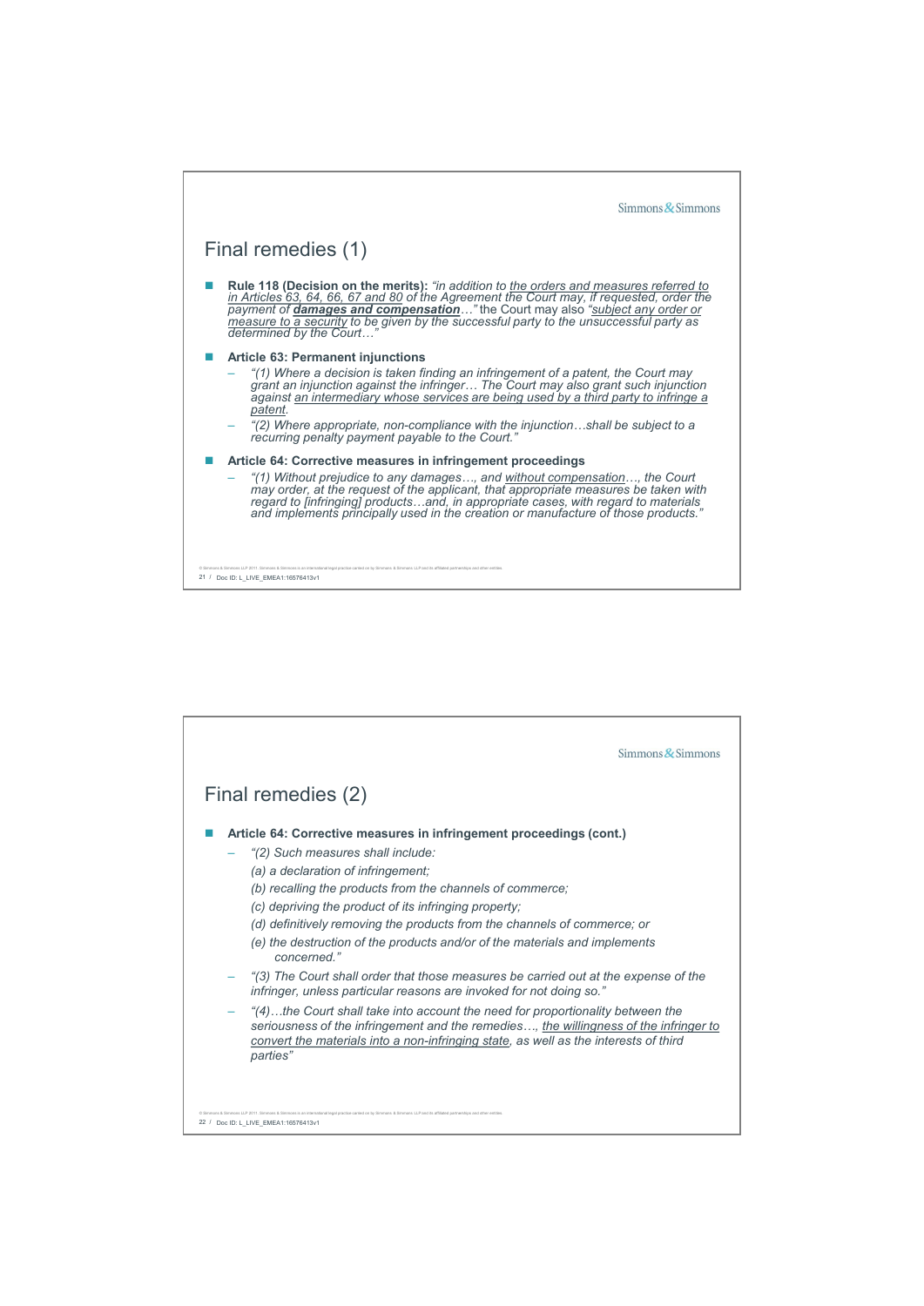## Final remedies (1)

- **Rule 118 (Decision on the merits):** *"in addition to the orders and measures referred to in Articles 63, 64, 66, 67 and 80 of the Agreement the Court may, if requested, order the payment of* ***damages and compensation****…"* the Court may also *"subject any order or measure to a security to be given by the successful party to the unsuccessful party as determined by the Court…"*

- **Article 63: Permanent injunctions**
  - *"(1) Where a decision is taken finding an infringement of a patent, the Court may grant an injunction against the infringer… The Court may also grant such injunction against an intermediary whose services are being used by a third party to infringe a patent.*
  - *"(2) Where appropriate, non-compliance with the injunction…shall be subject to a recurring penalty payment payable to the Court."*

- **Article 64: Corrective measures in infringement proceedings**
  - *"(1) Without prejudice to any damages…, and without compensation…, the Court may order, at the request of the applicant, that appropriate measures be taken with regard to [infringing] products…and, in appropriate cases, with regard to materials and implements principally used in the creation or manufacture of those products."*

## Final remedies (2)

- **Article 64: Corrective measures in infringement proceedings (cont.)**
  - *"(2) Such measures shall include:*
    - *(a) a declaration of infringement;*
    - *(b) recalling the products from the channels of commerce;*
    - *(c) depriving the product of its infringing property;*
    - *(d) definitively removing the products from the channels of commerce; or*
    - *(e) the destruction of the products and/or of the materials and implements concerned."*
  - *"(3) The Court shall order that those measures be carried out at the expense of the infringer, unless particular reasons are invoked for not doing so."*
  - *"(4)…the Court shall take into account the need for proportionality between the seriousness of the infringement and the remedies…, the willingness of the infringer to convert the materials into a non-infringing state, as well as the interests of third parties"*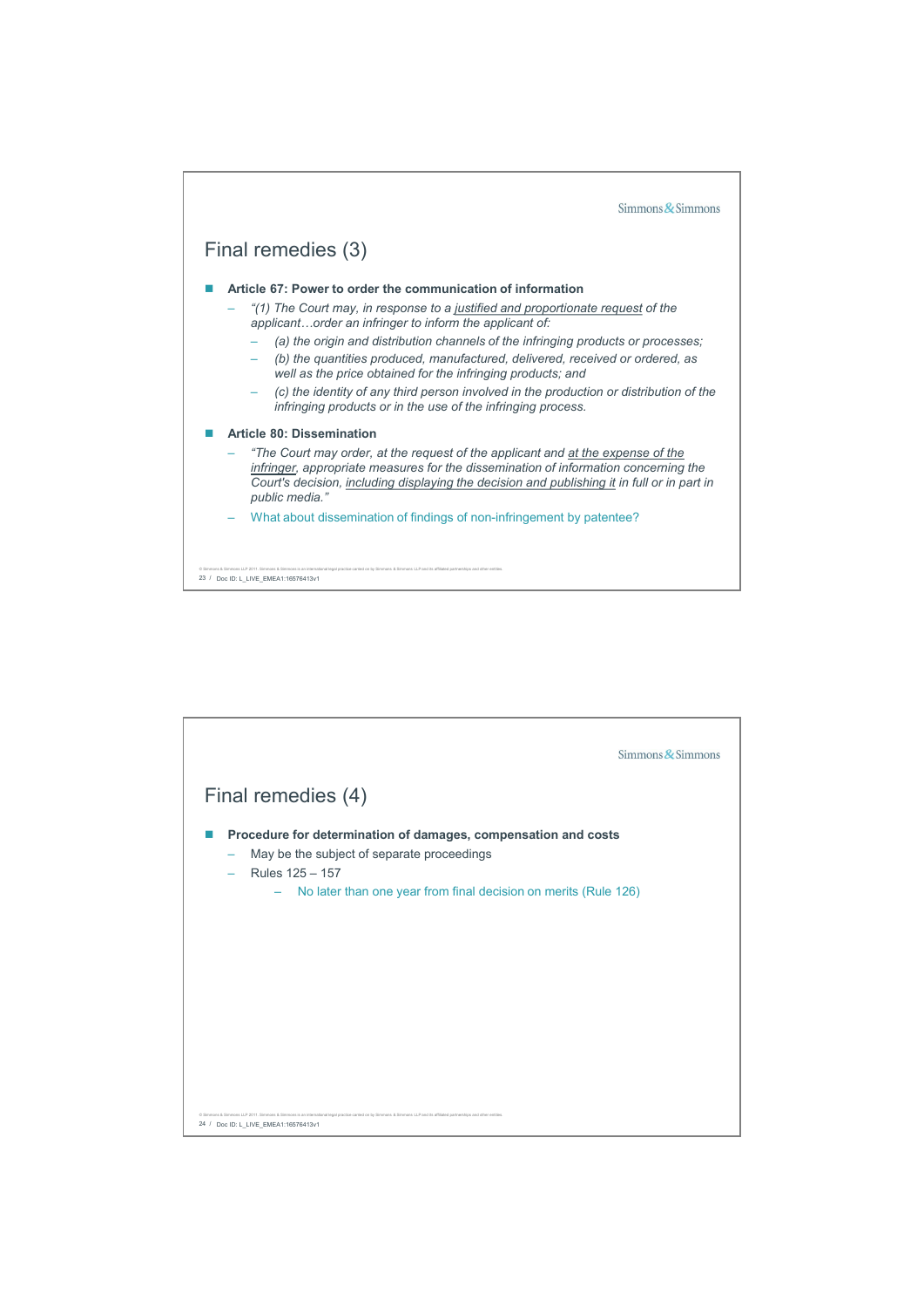## Final remedies (3)

- **Article 67: Power to order the communication of information**
  - *"(1) The Court may, in response to a justified and proportionate request of the applicant…order an infringer to inform the applicant of:*
    - *(a) the origin and distribution channels of the infringing products or processes;*
    - *(b) the quantities produced, manufactured, delivered, received or ordered, as well as the price obtained for the infringing products; and*
    - *(c) the identity of any third person involved in the production or distribution of the infringing products or in the use of the infringing process.*
- **Article 80: Dissemination**
  - *"The Court may order, at the request of the applicant and at the expense of the infringer, appropriate measures for the dissemination of information concerning the Court's decision, including displaying the decision and publishing it in full or in part in public media."*
  - What about dissemination of findings of non-infringement by patentee?

## Final remedies (4)

- **Procedure for determination of damages, compensation and costs**
  - May be the subject of separate proceedings
  - Rules 125 – 157
    - No later than one year from final decision on merits (Rule 126)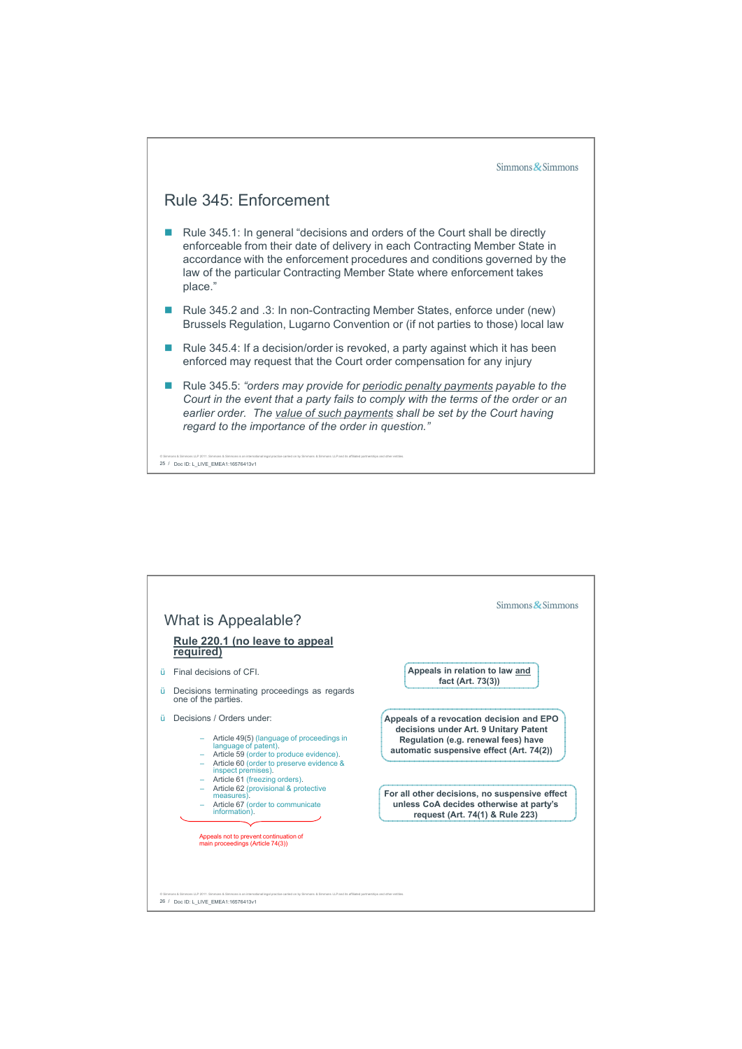## Rule 345: Enforcement

- Rule 345.1: In general "decisions and orders of the Court shall be directly enforceable from their date of delivery in each Contracting Member State in accordance with the enforcement procedures and conditions governed by the law of the particular Contracting Member State where enforcement takes place."
- Rule 345.2 and .3: In non-Contracting Member States, enforce under (new) Brussels Regulation, Lugarno Convention or (if not parties to those) local law
- Rule 345.4: If a decision/order is revoked, a party against which it has been enforced may request that the Court order compensation for any injury
- Rule 345.5: *"orders may provide for periodic penalty payments payable to the Court in the event that a party fails to comply with the terms of the order or an earlier order. The value of such payments shall be set by the Court having regard to the importance of the order in question."*

## What is Appealable?

**Rule 220.1 (no leave to appeal required)**

- Final decisions of CFI.
- Decisions terminating proceedings as regards one of the parties.
- Decisions / Orders under:
  - Article 49(5) (language of proceedings in language of patent).
  - Article 59 (order to produce evidence).
  - Article 60 (order to preserve evidence & inspect premises).
  - Article 61 (freezing orders).
  - Article 62 (provisional & protective measures).
  - Article 67 (order to communicate information).

Appeals not to prevent continuation of main proceedings (Article 74(3))

**Appeals in relation to law and fact (Art. 73(3))**

**Appeals of a revocation decision and EPO decisions under Art. 9 Unitary Patent Regulation (e.g. renewal fees) have automatic suspensive effect (Art. 74(2))**

**For all other decisions, no suspensive effect unless CoA decides otherwise at party's request (Art. 74(1) & Rule 223)**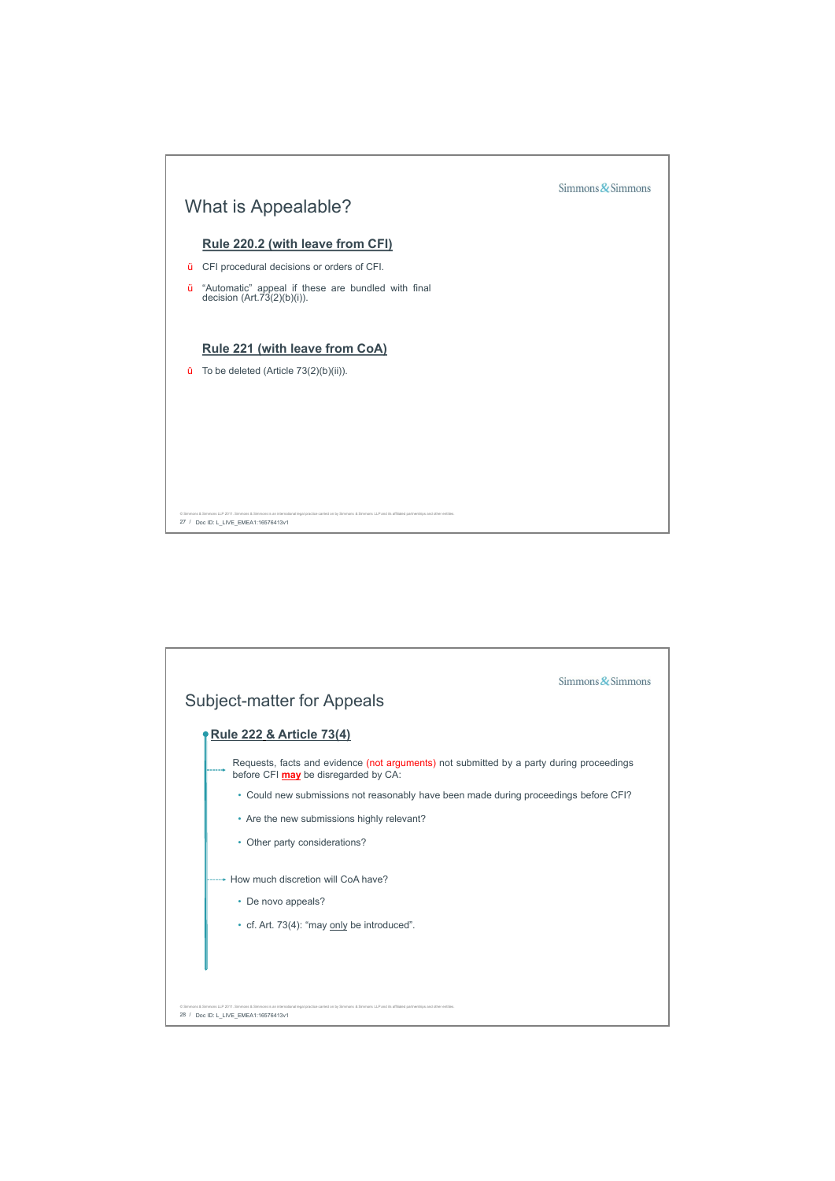## What is Appealable?

**Rule 220.2 (with leave from CFI)**

- CFI procedural decisions or orders of CFI.
- "Automatic" appeal if these are bundled with final decision (Art.73(2)(b)(i)).

**Rule 221 (with leave from CoA)**

- To be deleted (Article 73(2)(b)(ii)).

## Subject-matter for Appeals

**Rule 222 & Article 73(4)**

- Requests, facts and evidence (not arguments) not submitted by a party during proceedings before CFI **may** be disregarded by CA:
  - Could new submissions not reasonably have been made during proceedings before CFI?
  - Are the new submissions highly relevant?
  - Other party considerations?
- How much discretion will CoA have?
  - De novo appeals?
  - cf. Art. 73(4): "may only be introduced".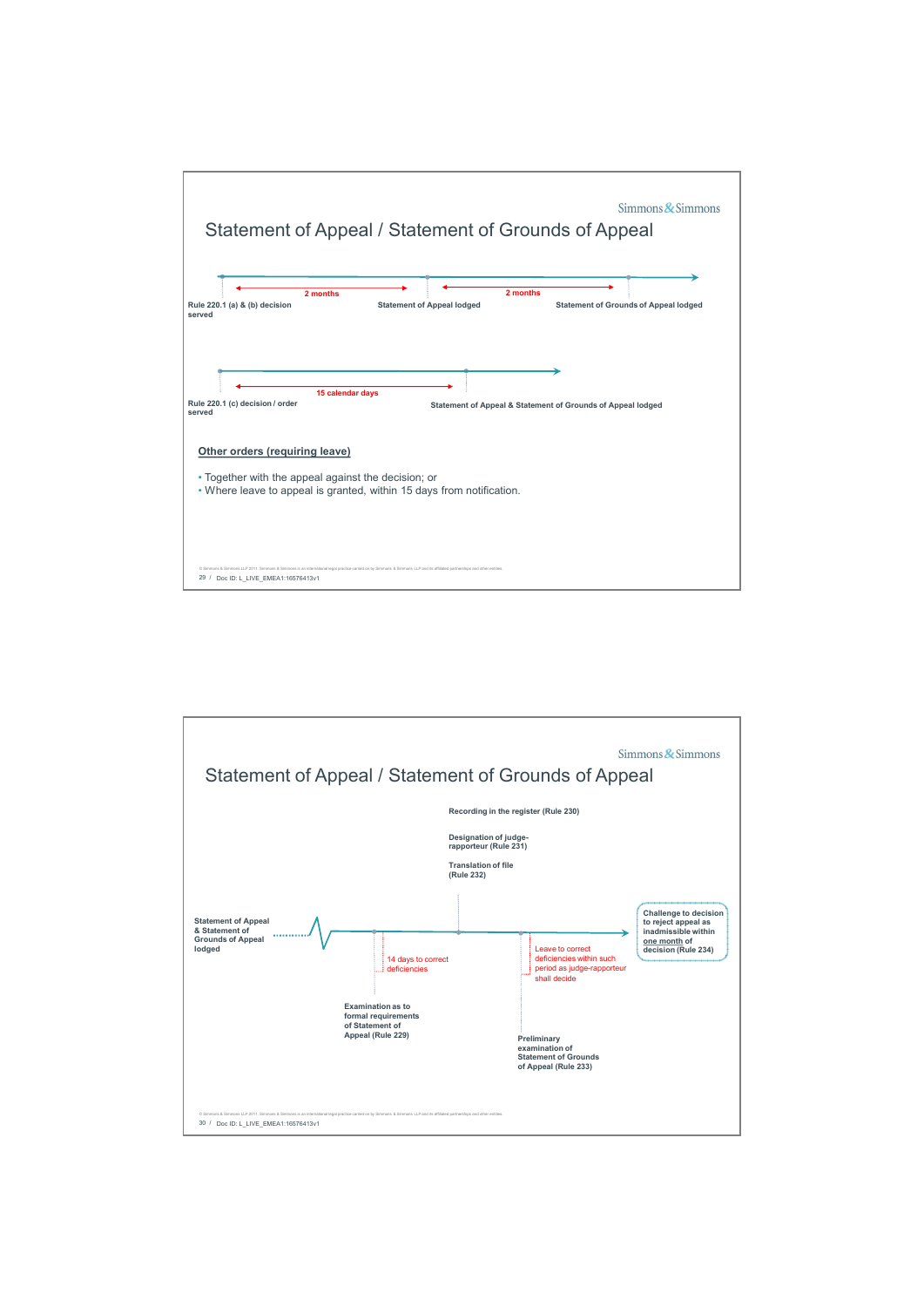## Statement of Appeal / Statement of Grounds of Appeal

Rule 220.1 (a) & (b) decision served

2 months

Statement of Appeal lodged

2 months

Statement of Grounds of Appeal lodged

Rule 220.1 (c) decision / order served

15 calendar days

Statement of Appeal & Statement of Grounds of Appeal lodged

**Other orders (requiring leave)**

- Together with the appeal against the decision; or
- Where leave to appeal is granted, within 15 days from notification.

## Statement of Appeal / Statement of Grounds of Appeal

Statement of Appeal & Statement of Grounds of Appeal lodged

Examination as to formal requirements of Statement of Appeal (Rule 229)

14 days to correct deficiencies

Recording in the register (Rule 230)

Designation of judge-rapporteur (Rule 231)

Translation of file (Rule 232)

Preliminary examination of Statement of Grounds of Appeal (Rule 233)

Leave to correct deficiencies within such period as judge-rapporteur shall decide

Challenge to decision to reject appeal as inadmissible within one month of decision (Rule 234)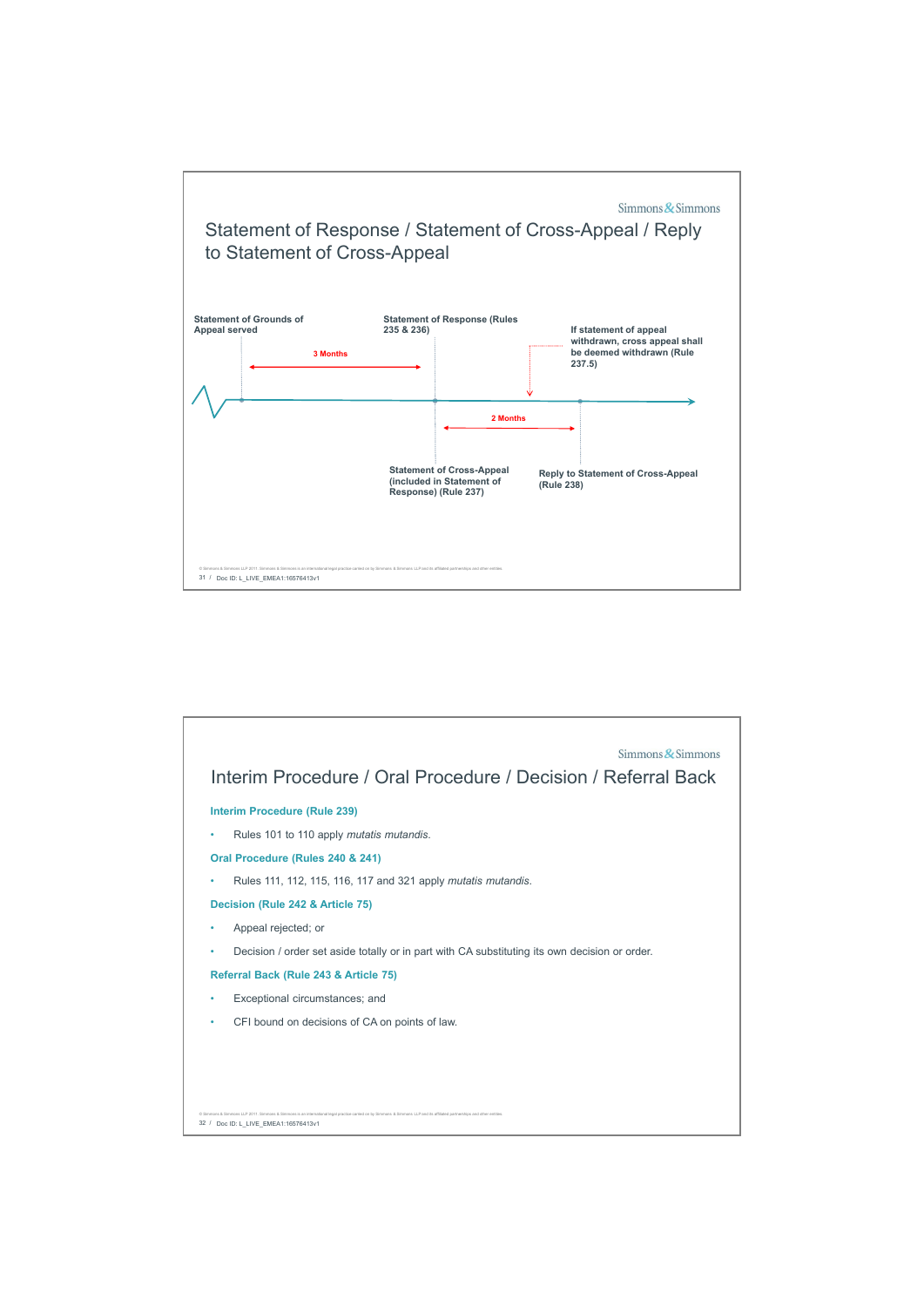## Statement of Response / Statement of Cross-Appeal / Reply to Statement of Cross-Appeal

Statement of Grounds of Appeal served

3 Months

Statement of Response (Rules 235 & 236)

If statement of appeal withdrawn, cross appeal shall be deemed withdrawn (Rule 237.5)

2 Months

Statement of Cross-Appeal (included in Statement of Response) (Rule 237)

Reply to Statement of Cross-Appeal (Rule 238)

## Interim Procedure / Oral Procedure / Decision / Referral Back

### Interim Procedure (Rule 239)

- Rules 101 to 110 apply *mutatis mutandis*.

### Oral Procedure (Rules 240 & 241)

- Rules 111, 112, 115, 116, 117 and 321 apply *mutatis mutandis*.

### Decision (Rule 242 & Article 75)

- Appeal rejected; or
- Decision / order set aside totally or in part with CA substituting its own decision or order.

### Referral Back (Rule 243 & Article 75)

- Exceptional circumstances; and
- CFI bound on decisions of CA on points of law.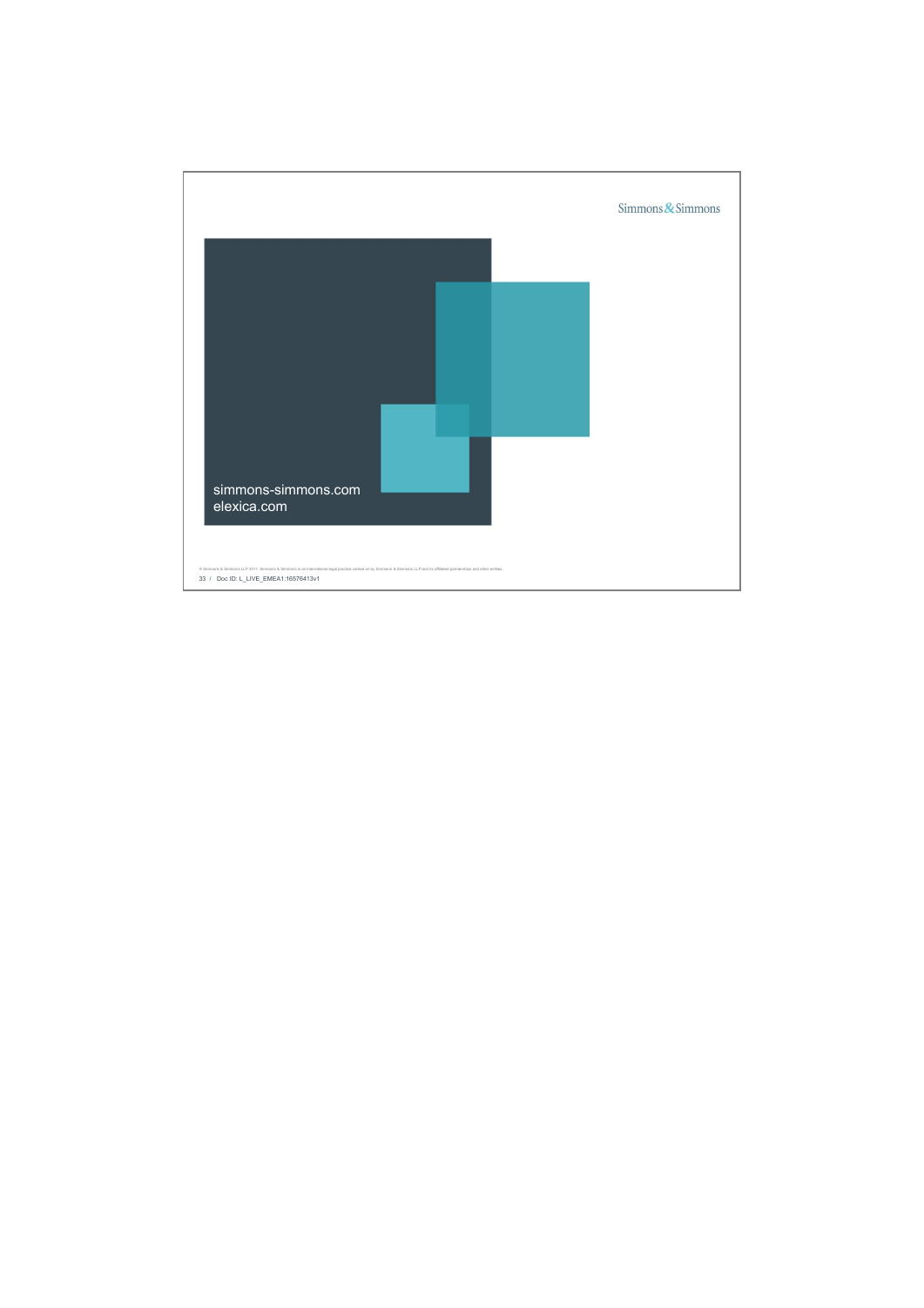Simmons & Simmons

simmons-simmons.com
elexica.com

© Simmons & Simmons LLP 2011. Simmons & Simmons is an international legal practice carried on by Simmons & Simmons LLP and its affiliated partnerships and other entities.

Doc ID: L_LIVE_EMEA1:16576413v1